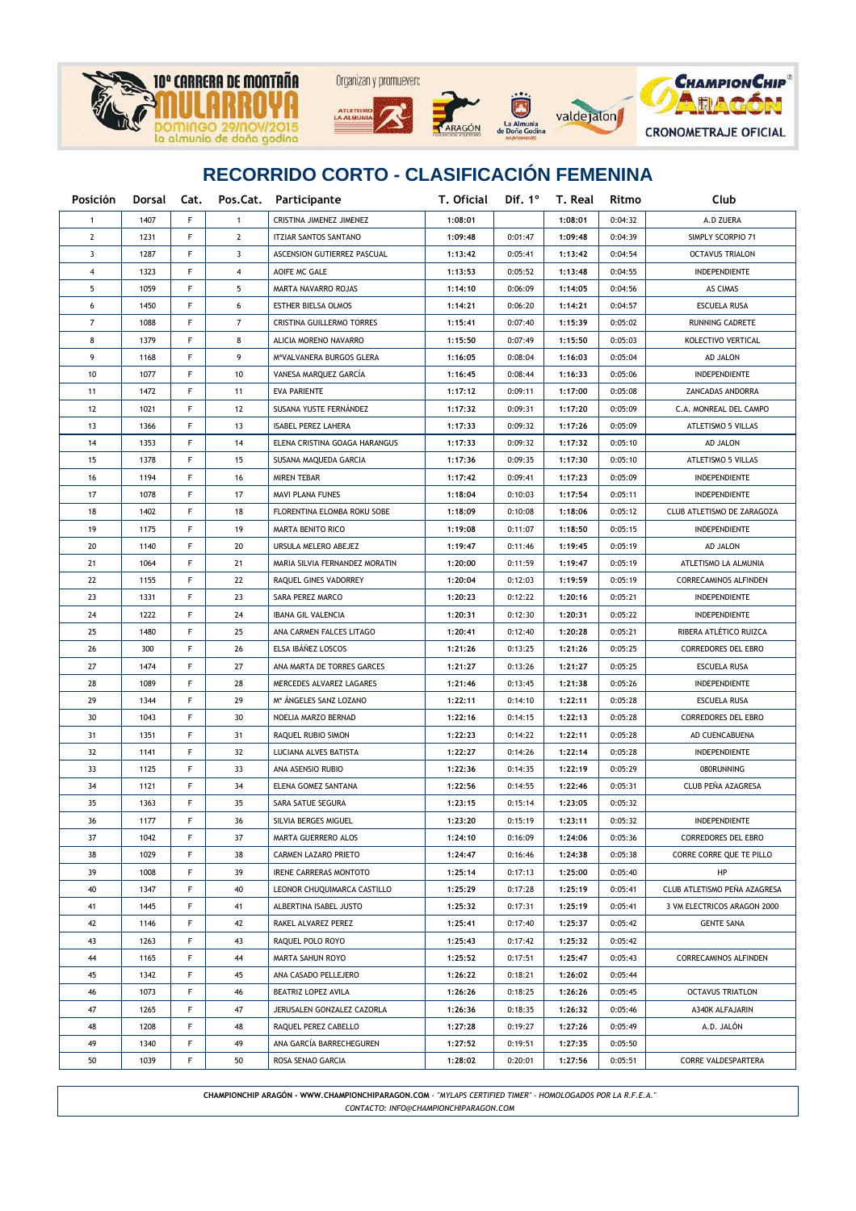10º CARRERA DE MONTAÑA MULARROYA
DOMINGO 29/NOV/2015
la almunia de doña godina

Organizan y promueven:

CHAMPIONCHIP ARAGÓN
CRONOMETRAJE OFICIAL

# RECORRIDO CORTO - CLASIFICACIÓN FEMENINA

| Posición | Dorsal | Cat. | Pos.Cat. | Participante | T. Oficial | Dif. 1º | T. Real | Ritmo | Club |
|---|---|---|---|---|---|---|---|---|---|
| 1 | 1407 | F | 1 | CRISTINA JIMENEZ JIMENEZ | 1:08:01 | | 1:08:01 | 0:04:32 | A.D ZUERA |
| 2 | 1231 | F | 2 | ITZIAR SANTOS SANTANO | 1:09:48 | 0:01:47 | 1:09:48 | 0:04:39 | SIMPLY SCORPIO 71 |
| 3 | 1287 | F | 3 | ASCENSION GUTIERREZ PASCUAL | 1:13:42 | 0:05:41 | 1:13:42 | 0:04:54 | OCTAVUS TRIALON |
| 4 | 1323 | F | 4 | AOIFE MC GALE | 1:13:53 | 0:05:52 | 1:13:48 | 0:04:55 | INDEPENDIENTE |
| 5 | 1059 | F | 5 | MARTA NAVARRO ROJAS | 1:14:10 | 0:06:09 | 1:14:05 | 0:04:56 | AS CIMAS |
| 6 | 1450 | F | 6 | ESTHER BIELSA OLMOS | 1:14:21 | 0:06:20 | 1:14:21 | 0:04:57 | ESCUELA RUSA |
| 7 | 1088 | F | 7 | CRISTINA GUILLERMO TORRES | 1:15:41 | 0:07:40 | 1:15:39 | 0:05:02 | RUNNING CADRETE |
| 8 | 1379 | F | 8 | ALICIA MORENO NAVARRO | 1:15:50 | 0:07:49 | 1:15:50 | 0:05:03 | KOLECTIVO VERTICAL |
| 9 | 1168 | F | 9 | MªVALVANERA BURGOS GLERA | 1:16:05 | 0:08:04 | 1:16:03 | 0:05:04 | AD JALON |
| 10 | 1077 | F | 10 | VANESA MARQUEZ GARCÍA | 1:16:45 | 0:08:44 | 1:16:33 | 0:05:06 | INDEPENDIENTE |
| 11 | 1472 | F | 11 | EVA PARIENTE | 1:17:12 | 0:09:11 | 1:17:00 | 0:05:08 | ZANCADAS ANDORRA |
| 12 | 1021 | F | 12 | SUSANA YUSTE FERNÁNDEZ | 1:17:32 | 0:09:31 | 1:17:20 | 0:05:09 | C.A. MONREAL DEL CAMPO |
| 13 | 1366 | F | 13 | ISABEL PEREZ LAHERA | 1:17:33 | 0:09:32 | 1:17:26 | 0:05:09 | ATLETISMO 5 VILLAS |
| 14 | 1353 | F | 14 | ELENA CRISTINA GOAGA HARANGUS | 1:17:33 | 0:09:32 | 1:17:32 | 0:05:10 | AD JALON |
| 15 | 1378 | F | 15 | SUSANA MAQUEDA GARCIA | 1:17:36 | 0:09:35 | 1:17:30 | 0:05:10 | ATLETISMO 5 VILLAS |
| 16 | 1194 | F | 16 | MIREN TEBAR | 1:17:42 | 0:09:41 | 1:17:23 | 0:05:09 | INDEPENDIENTE |
| 17 | 1078 | F | 17 | MAVI PLANA FUNES | 1:18:04 | 0:10:03 | 1:17:54 | 0:05:11 | INDEPENDIENTE |
| 18 | 1402 | F | 18 | FLORENTINA ELOMBA ROKU SOBE | 1:18:09 | 0:10:08 | 1:18:06 | 0:05:12 | CLUB ATLETISMO DE ZARAGOZA |
| 19 | 1175 | F | 19 | MARTA BENITO RICO | 1:19:08 | 0:11:07 | 1:18:50 | 0:05:15 | INDEPENDIENTE |
| 20 | 1140 | F | 20 | URSULA MELERO ABEJEZ | 1:19:47 | 0:11:46 | 1:19:45 | 0:05:19 | AD JALON |
| 21 | 1064 | F | 21 | MARIA SILVIA FERNANDEZ MORATIN | 1:20:00 | 0:11:59 | 1:19:47 | 0:05:19 | ATLETISMO LA ALMUNIA |
| 22 | 1155 | F | 22 | RAQUEL GINES VADORREY | 1:20:04 | 0:12:03 | 1:19:59 | 0:05:19 | CORRECAMINOS ALFINDEN |
| 23 | 1331 | F | 23 | SARA PEREZ MARCO | 1:20:23 | 0:12:22 | 1:20:16 | 0:05:21 | INDEPENDIENTE |
| 24 | 1222 | F | 24 | IBANA GIL VALENCIA | 1:20:31 | 0:12:30 | 1:20:31 | 0:05:22 | INDEPENDIENTE |
| 25 | 1480 | F | 25 | ANA CARMEN FALCES LITAGO | 1:20:41 | 0:12:40 | 1:20:28 | 0:05:21 | RIBERA ATLÉTICO RUIZCA |
| 26 | 300 | F | 26 | ELSA IBÁÑEZ LOSCOS | 1:21:26 | 0:13:25 | 1:21:26 | 0:05:25 | CORREDORES DEL EBRO |
| 27 | 1474 | F | 27 | ANA MARTA DE TORRES GARCES | 1:21:27 | 0:13:26 | 1:21:27 | 0:05:25 | ESCUELA RUSA |
| 28 | 1089 | F | 28 | MERCEDES ALVAREZ LAGARES | 1:21:46 | 0:13:45 | 1:21:38 | 0:05:26 | INDEPENDIENTE |
| 29 | 1344 | F | 29 | Mª ÁNGELES SANZ LOZANO | 1:22:11 | 0:14:10 | 1:22:11 | 0:05:28 | ESCUELA RUSA |
| 30 | 1043 | F | 30 | NOELIA MARZO BERNAD | 1:22:16 | 0:14:15 | 1:22:13 | 0:05:28 | CORREDORES DEL EBRO |
| 31 | 1351 | F | 31 | RAQUEL RUBIO SIMON | 1:22:23 | 0:14:22 | 1:22:11 | 0:05:28 | AD CUENCABUENA |
| 32 | 1141 | F | 32 | LUCIANA ALVES BATISTA | 1:22:27 | 0:14:26 | 1:22:14 | 0:05:28 | INDEPENDIENTE |
| 33 | 1125 | F | 33 | ANA ASENSIO RUBIO | 1:22:36 | 0:14:35 | 1:22:19 | 0:05:29 | 080RUNNING |
| 34 | 1121 | F | 34 | ELENA GOMEZ SANTANA | 1:22:56 | 0:14:55 | 1:22:46 | 0:05:31 | CLUB PEÑA AZAGRESA |
| 35 | 1363 | F | 35 | SARA SATUE SEGURA | 1:23:15 | 0:15:14 | 1:23:05 | 0:05:32 | |
| 36 | 1177 | F | 36 | SILVIA BERGES MIGUEL | 1:23:20 | 0:15:19 | 1:23:11 | 0:05:32 | INDEPENDIENTE |
| 37 | 1042 | F | 37 | MARTA GUERRERO ALOS | 1:24:10 | 0:16:09 | 1:24:06 | 0:05:36 | CORREDORES DEL EBRO |
| 38 | 1029 | F | 38 | CARMEN LAZARO PRIETO | 1:24:47 | 0:16:46 | 1:24:38 | 0:05:38 | CORRE CORRE QUE TE PILLO |
| 39 | 1008 | F | 39 | IRENE CARRERAS MONTOTO | 1:25:14 | 0:17:13 | 1:25:00 | 0:05:40 | HP |
| 40 | 1347 | F | 40 | LEONOR CHUQUIMARCA CASTILLO | 1:25:29 | 0:17:28 | 1:25:19 | 0:05:41 | CLUB ATLETISMO PEÑA AZAGRESA |
| 41 | 1445 | F | 41 | ALBERTINA ISABEL JUSTO | 1:25:32 | 0:17:31 | 1:25:19 | 0:05:41 | 3 VM ELECTRICOS ARAGON 2000 |
| 42 | 1146 | F | 42 | RAKEL ALVAREZ PEREZ | 1:25:41 | 0:17:40 | 1:25:37 | 0:05:42 | GENTE SANA |
| 43 | 1263 | F | 43 | RAQUEL POLO ROYO | 1:25:43 | 0:17:42 | 1:25:32 | 0:05:42 | |
| 44 | 1165 | F | 44 | MARTA SAHUN ROYO | 1:25:52 | 0:17:51 | 1:25:47 | 0:05:43 | CORRECAMINOS ALFINDEN |
| 45 | 1342 | F | 45 | ANA CASADO PELLEJERO | 1:26:22 | 0:18:21 | 1:26:02 | 0:05:44 | |
| 46 | 1073 | F | 46 | BEATRIZ LOPEZ AVILA | 1:26:26 | 0:18:25 | 1:26:26 | 0:05:45 | OCTAVUS TRIATLON |
| 47 | 1265 | F | 47 | JERUSALEN GONZALEZ CAZORLA | 1:26:36 | 0:18:35 | 1:26:32 | 0:05:46 | A340K ALFAJARIN |
| 48 | 1208 | F | 48 | RAQUEL PEREZ CABELLO | 1:27:28 | 0:19:27 | 1:27:26 | 0:05:49 | A.D. JALÓN |
| 49 | 1340 | F | 49 | ANA GARCÍA BARRECHEGUREN | 1:27:52 | 0:19:51 | 1:27:35 | 0:05:50 | |
| 50 | 1039 | F | 50 | ROSA SENAO GARCIA | 1:28:02 | 0:20:01 | 1:27:56 | 0:05:51 | CORRE VALDESPARTERA |

**CHAMPIONCHIP ARAGÓN - WWW.CHAMPIONCHIPARAGON.COM** - *"MYLAPS CERTIFIED TIMER" - HOMOLOGADOS POR LA R.F.E.A."*
*CONTACTO: INFO@CHAMPIONCHIPARAGON.COM*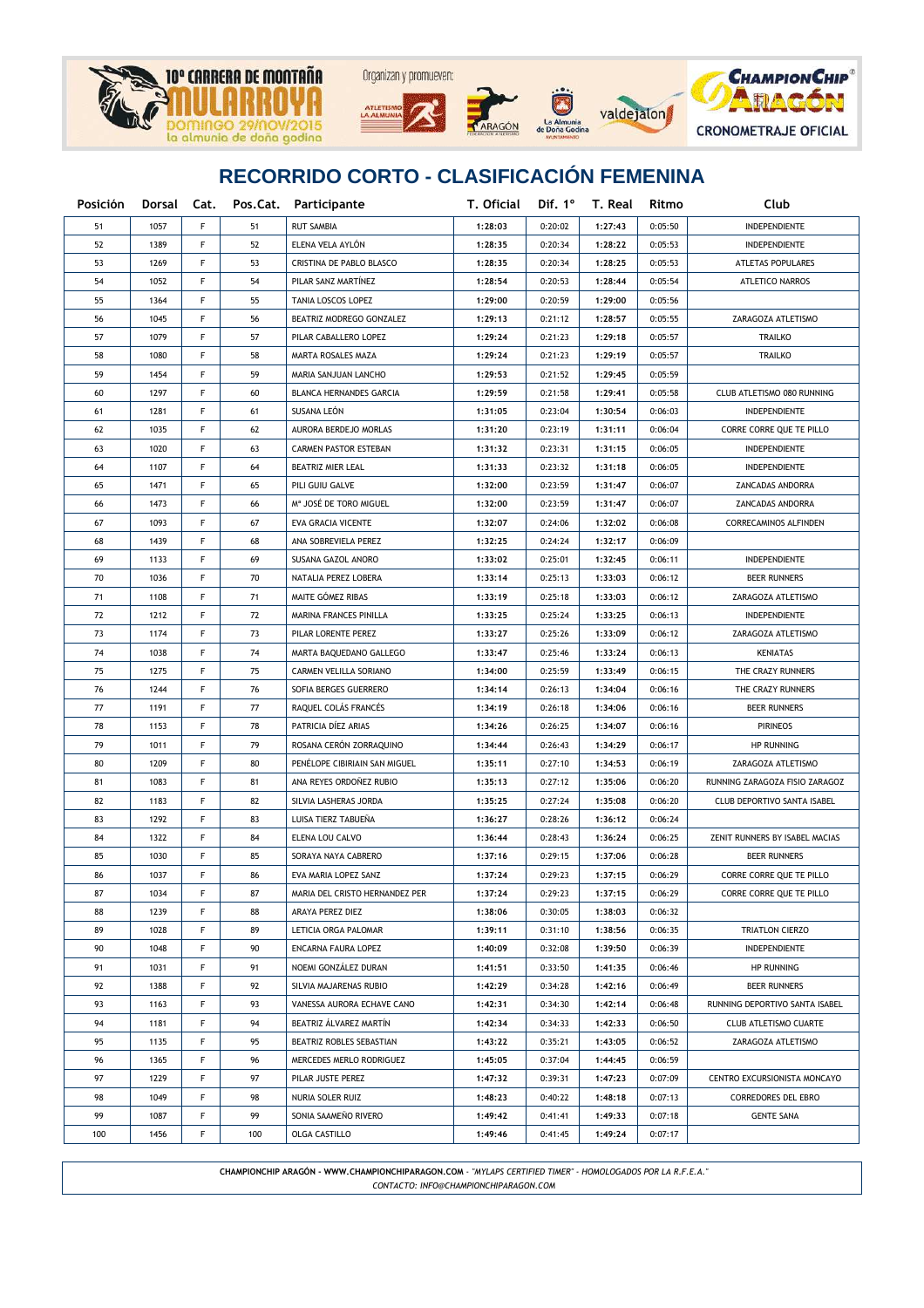# RECORRIDO CORTO - CLASIFICACIÓN FEMENINA

| Posición | Dorsal | Cat. | Pos.Cat. | Participante | T. Oficial | Dif. 1º | T. Real | Ritmo | Club |
|---|---|---|---|---|---|---|---|---|---|
| 51 | 1057 | F | 51 | RUT SAMBIA | 1:28:03 | 0:20:02 | 1:27:43 | 0:05:50 | INDEPENDIENTE |
| 52 | 1389 | F | 52 | ELENA VELA AYLÓN | 1:28:35 | 0:20:34 | 1:28:22 | 0:05:53 | INDEPENDIENTE |
| 53 | 1269 | F | 53 | CRISTINA DE PABLO BLASCO | 1:28:35 | 0:20:34 | 1:28:25 | 0:05:53 | ATLETAS POPULARES |
| 54 | 1052 | F | 54 | PILAR SANZ MARTÍNEZ | 1:28:54 | 0:20:53 | 1:28:44 | 0:05:54 | ATLETICO NARROS |
| 55 | 1364 | F | 55 | TANIA LOSCOS LOPEZ | 1:29:00 | 0:20:59 | 1:29:00 | 0:05:56 | |
| 56 | 1045 | F | 56 | BEATRIZ MODREGO GONZALEZ | 1:29:13 | 0:21:12 | 1:28:57 | 0:05:55 | ZARAGOZA ATLETISMO |
| 57 | 1079 | F | 57 | PILAR CABALLERO LOPEZ | 1:29:24 | 0:21:23 | 1:29:18 | 0:05:57 | TRAILKO |
| 58 | 1080 | F | 58 | MARTA ROSALES MAZA | 1:29:24 | 0:21:23 | 1:29:19 | 0:05:57 | TRAILKO |
| 59 | 1454 | F | 59 | MARIA SANJUAN LANCHO | 1:29:53 | 0:21:52 | 1:29:45 | 0:05:59 | |
| 60 | 1297 | F | 60 | BLANCA HERNANDES GARCIA | 1:29:59 | 0:21:58 | 1:29:41 | 0:05:58 | CLUB ATLETISMO 080 RUNNING |
| 61 | 1281 | F | 61 | SUSANA LEÓN | 1:31:05 | 0:23:04 | 1:30:54 | 0:06:03 | INDEPENDIENTE |
| 62 | 1035 | F | 62 | AURORA BERDEJO MORLAS | 1:31:20 | 0:23:19 | 1:31:11 | 0:06:04 | CORRE CORRE QUE TE PILLO |
| 63 | 1020 | F | 63 | CARMEN PASTOR ESTEBAN | 1:31:32 | 0:23:31 | 1:31:15 | 0:06:05 | INDEPENDIENTE |
| 64 | 1107 | F | 64 | BEATRIZ MIER LEAL | 1:31:33 | 0:23:32 | 1:31:18 | 0:06:05 | INDEPENDIENTE |
| 65 | 1471 | F | 65 | PILI GUIU GALVE | 1:32:00 | 0:23:59 | 1:31:47 | 0:06:07 | ZANCADAS ANDORRA |
| 66 | 1473 | F | 66 | Mª JOSÉ DE TORO MIGUEL | 1:32:00 | 0:23:59 | 1:31:47 | 0:06:07 | ZANCADAS ANDORRA |
| 67 | 1093 | F | 67 | EVA GRACIA VICENTE | 1:32:07 | 0:24:06 | 1:32:02 | 0:06:08 | CORRECAMINOS ALFINDEN |
| 68 | 1439 | F | 68 | ANA SOBREVIELA PEREZ | 1:32:25 | 0:24:24 | 1:32:17 | 0:06:09 | |
| 69 | 1133 | F | 69 | SUSANA GAZOL ANORO | 1:33:02 | 0:25:01 | 1:32:45 | 0:06:11 | INDEPENDIENTE |
| 70 | 1036 | F | 70 | NATALIA PEREZ LOBERA | 1:33:14 | 0:25:13 | 1:33:03 | 0:06:12 | BEER RUNNERS |
| 71 | 1108 | F | 71 | MAITE GÓMEZ RIBAS | 1:33:19 | 0:25:18 | 1:33:03 | 0:06:12 | ZARAGOZA ATLETISMO |
| 72 | 1212 | F | 72 | MARINA FRANCES PINILLA | 1:33:25 | 0:25:24 | 1:33:25 | 0:06:13 | INDEPENDIENTE |
| 73 | 1174 | F | 73 | PILAR LORENTE PEREZ | 1:33:27 | 0:25:26 | 1:33:09 | 0:06:12 | ZARAGOZA ATLETISMO |
| 74 | 1038 | F | 74 | MARTA BAQUEDANO GALLEGO | 1:33:47 | 0:25:46 | 1:33:24 | 0:06:13 | KENIATAS |
| 75 | 1275 | F | 75 | CARMEN VELILLA SORIANO | 1:34:00 | 0:25:59 | 1:33:49 | 0:06:15 | THE CRAZY RUNNERS |
| 76 | 1244 | F | 76 | SOFIA BERGES GUERRERO | 1:34:14 | 0:26:13 | 1:34:04 | 0:06:16 | THE CRAZY RUNNERS |
| 77 | 1191 | F | 77 | RAQUEL COLÁS FRANCÉS | 1:34:19 | 0:26:18 | 1:34:06 | 0:06:16 | BEER RUNNERS |
| 78 | 1153 | F | 78 | PATRICIA DÍEZ ARIAS | 1:34:26 | 0:26:25 | 1:34:07 | 0:06:16 | PIRINEOS |
| 79 | 1011 | F | 79 | ROSANA CERÓN ZORRAQUINO | 1:34:44 | 0:26:43 | 1:34:29 | 0:06:17 | HP RUNNING |
| 80 | 1209 | F | 80 | PENÉLOPE CIBIRIAIN SAN MIGUEL | 1:35:11 | 0:27:10 | 1:34:53 | 0:06:19 | ZARAGOZA ATLETISMO |
| 81 | 1083 | F | 81 | ANA REYES ORDOÑEZ RUBIO | 1:35:13 | 0:27:12 | 1:35:06 | 0:06:20 | RUNNING ZARAGOZA FISIO ZARAGOZ |
| 82 | 1183 | F | 82 | SILVIA LASHERAS JORDA | 1:35:25 | 0:27:24 | 1:35:08 | 0:06:20 | CLUB DEPORTIVO SANTA ISABEL |
| 83 | 1292 | F | 83 | LUISA TIERZ TABUEÑA | 1:36:27 | 0:28:26 | 1:36:12 | 0:06:24 | |
| 84 | 1322 | F | 84 | ELENA LOU CALVO | 1:36:44 | 0:28:43 | 1:36:24 | 0:06:25 | ZENIT RUNNERS BY ISABEL MACIAS |
| 85 | 1030 | F | 85 | SORAYA NAYA CABRERO | 1:37:16 | 0:29:15 | 1:37:06 | 0:06:28 | BEER RUNNERS |
| 86 | 1037 | F | 86 | EVA MARIA LOPEZ SANZ | 1:37:24 | 0:29:23 | 1:37:15 | 0:06:29 | CORRE CORRE QUE TE PILLO |
| 87 | 1034 | F | 87 | MARIA DEL CRISTO HERNANDEZ PER | 1:37:24 | 0:29:23 | 1:37:15 | 0:06:29 | CORRE CORRE QUE TE PILLO |
| 88 | 1239 | F | 88 | ARAYA PEREZ DIEZ | 1:38:06 | 0:30:05 | 1:38:03 | 0:06:32 | |
| 89 | 1028 | F | 89 | LETICIA ORGA PALOMAR | 1:39:11 | 0:31:10 | 1:38:56 | 0:06:35 | TRIATLON CIERZO |
| 90 | 1048 | F | 90 | ENCARNA FAURA LOPEZ | 1:40:09 | 0:32:08 | 1:39:50 | 0:06:39 | INDEPENDIENTE |
| 91 | 1031 | F | 91 | NOEMI GONZÁLEZ DURAN | 1:41:51 | 0:33:50 | 1:41:35 | 0:06:46 | HP RUNNING |
| 92 | 1388 | F | 92 | SILVIA MAJARENAS RUBIO | 1:42:29 | 0:34:28 | 1:42:16 | 0:06:49 | BEER RUNNERS |
| 93 | 1163 | F | 93 | VANESSA AURORA ECHAVE CANO | 1:42:31 | 0:34:30 | 1:42:14 | 0:06:48 | RUNNING DEPORTIVO SANTA ISABEL |
| 94 | 1181 | F | 94 | BEATRIZ ÁLVAREZ MARTÍN | 1:42:34 | 0:34:33 | 1:42:33 | 0:06:50 | CLUB ATLETISMO CUARTE |
| 95 | 1135 | F | 95 | BEATRIZ ROBLES SEBASTIAN | 1:43:22 | 0:35:21 | 1:43:05 | 0:06:52 | ZARAGOZA ATLETISMO |
| 96 | 1365 | F | 96 | MERCEDES MERLO RODRIGUEZ | 1:45:05 | 0:37:04 | 1:44:45 | 0:06:59 | |
| 97 | 1229 | F | 97 | PILAR JUSTE PEREZ | 1:47:32 | 0:39:31 | 1:47:23 | 0:07:09 | CENTRO EXCURSIONISTA MONCAYO |
| 98 | 1049 | F | 98 | NURIA SOLER RUIZ | 1:48:23 | 0:40:22 | 1:48:18 | 0:07:13 | CORREDORES DEL EBRO |
| 99 | 1087 | F | 99 | SONIA SAAMEÑO RIVERO | 1:49:42 | 0:41:41 | 1:49:33 | 0:07:18 | GENTE SANA |
| 100 | 1456 | F | 100 | OLGA CASTILLO | 1:49:46 | 0:41:45 | 1:49:24 | 0:07:17 | |

**CHAMPIONCHIP ARAGÓN - WWW.CHAMPIONCHIPARAGON.COM** - *"MYLAPS CERTIFIED TIMER" - HOMOLOGADOS POR LA R.F.E.A."*
*CONTACTO: INFO@CHAMPIONCHIPARAGON.COM*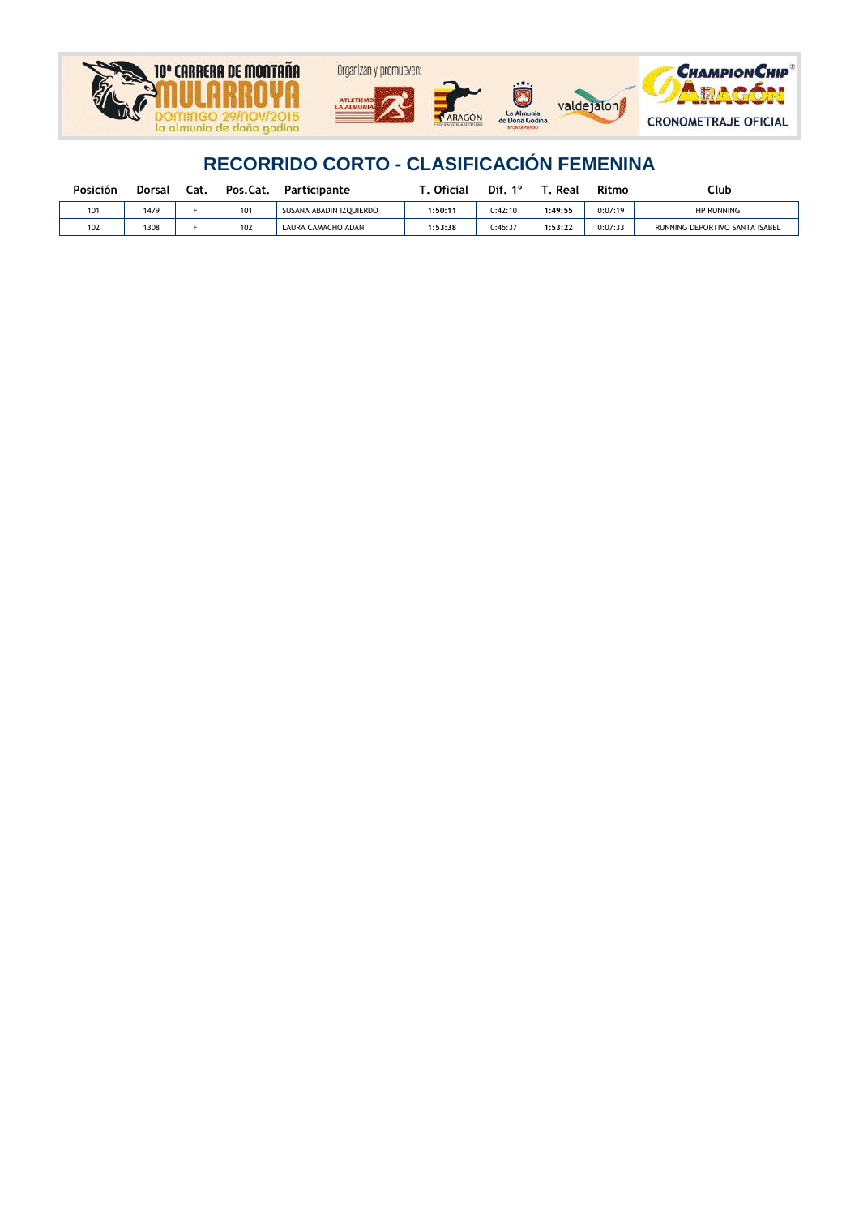## RECORRIDO CORTO - CLASIFICACIÓN FEMENINA

| Posición | Dorsal | Cat. | Pos.Cat. | Participante | T. Oficial | Dif. 1º | T. Real | Ritmo | Club |
|---|---|---|---|---|---|---|---|---|---|
| 101 | 1479 | F | 101 | SUSANA ABADIN IZQUIERDO | **1:50:11** | 0:42:10 | **1:49:55** | 0:07:19 | HP RUNNING |
| 102 | 1308 | F | 102 | LAURA CAMACHO ADÁN | **1:53:38** | 0:45:37 | **1:53:22** | 0:07:33 | RUNNING DEPORTIVO SANTA ISABEL |